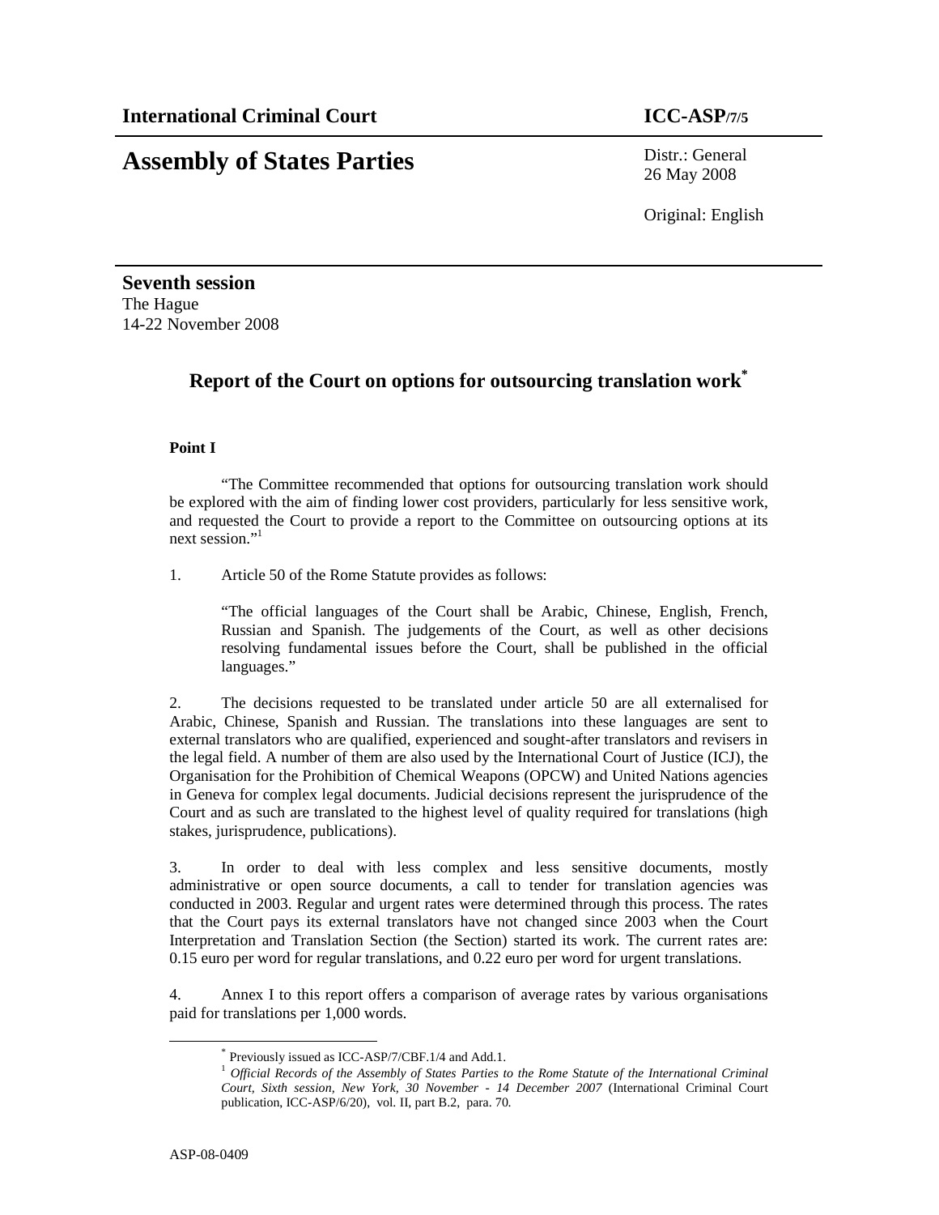**International Criminal Court** **ICC-ASP/7/5**

# Assembly of States Parties

Distr.: General
26 May 2008

Original: English

**Seventh session**
The Hague
14-22 November 2008

## Report of the Court on options for outsourcing translation work*

**Point I**

"The Committee recommended that options for outsourcing translation work should be explored with the aim of finding lower cost providers, particularly for less sensitive work, and requested the Court to provide a report to the Committee on outsourcing options at its next session."[1]

1. Article 50 of the Rome Statute provides as follows:

> "The official languages of the Court shall be Arabic, Chinese, English, French, Russian and Spanish. The judgements of the Court, as well as other decisions resolving fundamental issues before the Court, shall be published in the official languages."

2. The decisions requested to be translated under article 50 are all externalised for Arabic, Chinese, Spanish and Russian. The translations into these languages are sent to external translators who are qualified, experienced and sought-after translators and revisers in the legal field. A number of them are also used by the International Court of Justice (ICJ), the Organisation for the Prohibition of Chemical Weapons (OPCW) and United Nations agencies in Geneva for complex legal documents. Judicial decisions represent the jurisprudence of the Court and as such are translated to the highest level of quality required for translations (high stakes, jurisprudence, publications).

3. In order to deal with less complex and less sensitive documents, mostly administrative or open source documents, a call to tender for translation agencies was conducted in 2003. Regular and urgent rates were determined through this process. The rates that the Court pays its external translators have not changed since 2003 when the Court Interpretation and Translation Section (the Section) started its work. The current rates are: 0.15 euro per word for regular translations, and 0.22 euro per word for urgent translations.

4. Annex I to this report offers a comparison of average rates by various organisations paid for translations per 1,000 words.

---

\* Previously issued as ICC-ASP/7/CBF.1/4 and Add.1.

[1] *Official Records of the Assembly of States Parties to the Rome Statute of the International Criminal Court, Sixth session, New York, 30 November - 14 December 2007* (International Criminal Court publication, ICC-ASP/6/20), vol. II, part B.2, para. 70.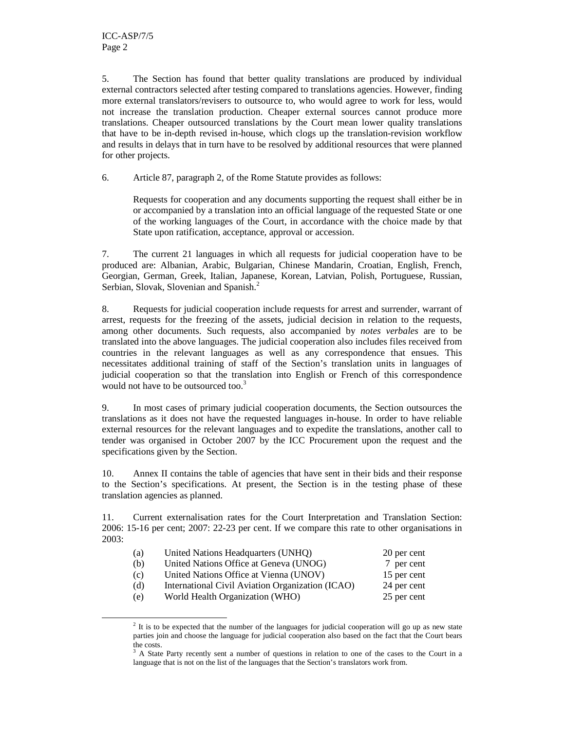5. The Section has found that better quality translations are produced by individual external contractors selected after testing compared to translations agencies. However, finding more external translators/revisers to outsource to, who would agree to work for less, would not increase the translation production. Cheaper external sources cannot produce more translations. Cheaper outsourced translations by the Court mean lower quality translations that have to be in-depth revised in-house, which clogs up the translation-revision workflow and results in delays that in turn have to be resolved by additional resources that were planned for other projects.

6. Article 87, paragraph 2, of the Rome Statute provides as follows:

> Requests for cooperation and any documents supporting the request shall either be in or accompanied by a translation into an official language of the requested State or one of the working languages of the Court, in accordance with the choice made by that State upon ratification, acceptance, approval or accession.

7. The current 21 languages in which all requests for judicial cooperation have to be produced are: Albanian, Arabic, Bulgarian, Chinese Mandarin, Croatian, English, French, Georgian, German, Greek, Italian, Japanese, Korean, Latvian, Polish, Portuguese, Russian, Serbian, Slovak, Slovenian and Spanish.[2]

8. Requests for judicial cooperation include requests for arrest and surrender, warrant of arrest, requests for the freezing of the assets, judicial decision in relation to the requests, among other documents. Such requests, also accompanied by *notes verbales* are to be translated into the above languages. The judicial cooperation also includes files received from countries in the relevant languages as well as any correspondence that ensues. This necessitates additional training of staff of the Section's translation units in languages of judicial cooperation so that the translation into English or French of this correspondence would not have to be outsourced too.[3]

9. In most cases of primary judicial cooperation documents, the Section outsources the translations as it does not have the requested languages in-house. In order to have reliable external resources for the relevant languages and to expedite the translations, another call to tender was organised in October 2007 by the ICC Procurement upon the request and the specifications given by the Section.

10. Annex II contains the table of agencies that have sent in their bids and their response to the Section's specifications. At present, the Section is in the testing phase of these translation agencies as planned.

11. Current externalisation rates for the Court Interpretation and Translation Section: 2006: 15-16 per cent; 2007: 22-23 per cent. If we compare this rate to other organisations in 2003:

| | | |
|---|---|---|
| (a) | United Nations Headquarters (UNHQ) | 20 per cent |
| (b) | United Nations Office at Geneva (UNOG) | 7 per cent |
| (c) | United Nations Office at Vienna (UNOV) | 15 per cent |
| (d) | International Civil Aviation Organization (ICAO) | 24 per cent |
| (e) | World Health Organization (WHO) | 25 per cent |

[2] It is to be expected that the number of the languages for judicial cooperation will go up as new state parties join and choose the language for judicial cooperation also based on the fact that the Court bears the costs.

[3] A State Party recently sent a number of questions in relation to one of the cases to the Court in a language that is not on the list of the languages that the Section's translators work from.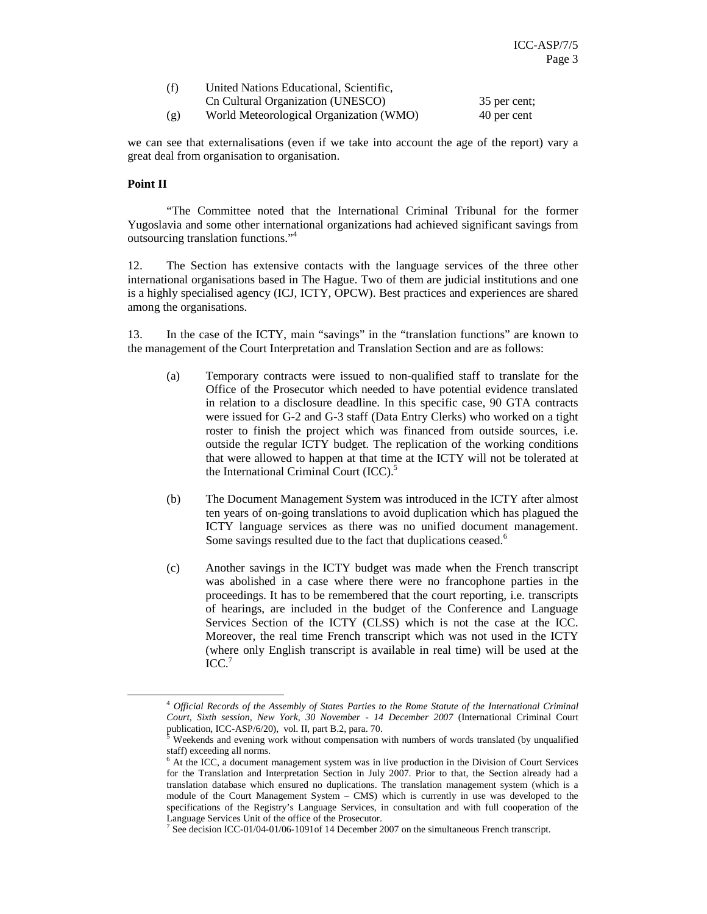| | | |
|---|---|---|
| (f) | United Nations Educational, Scientific, Cn Cultural Organization (UNESCO) | 35 per cent; |
| (g) | World Meteorological Organization (WMO) | 40 per cent |

we can see that externalisations (even if we take into account the age of the report) vary a great deal from organisation to organisation.

**Point II**

"The Committee noted that the International Criminal Tribunal for the former Yugoslavia and some other international organizations had achieved significant savings from outsourcing translation functions."[4]

12. The Section has extensive contacts with the language services of the three other international organisations based in The Hague. Two of them are judicial institutions and one is a highly specialised agency (ICJ, ICTY, OPCW). Best practices and experiences are shared among the organisations.

13. In the case of the ICTY, main "savings" in the "translation functions" are known to the management of the Court Interpretation and Translation Section and are as follows:

(a) Temporary contracts were issued to non-qualified staff to translate for the Office of the Prosecutor which needed to have potential evidence translated in relation to a disclosure deadline. In this specific case, 90 GTA contracts were issued for G-2 and G-3 staff (Data Entry Clerks) who worked on a tight roster to finish the project which was financed from outside sources, i.e. outside the regular ICTY budget. The replication of the working conditions that were allowed to happen at that time at the ICTY will not be tolerated at the International Criminal Court (ICC).[5]

(b) The Document Management System was introduced in the ICTY after almost ten years of on-going translations to avoid duplication which has plagued the ICTY language services as there was no unified document management. Some savings resulted due to the fact that duplications ceased.[6]

(c) Another savings in the ICTY budget was made when the French transcript was abolished in a case where there were no francophone parties in the proceedings. It has to be remembered that the court reporting, i.e. transcripts of hearings, are included in the budget of the Conference and Language Services Section of the ICTY (CLSS) which is not the case at the ICC. Moreover, the real time French transcript which was not used in the ICTY (where only English transcript is available in real time) will be used at the ICC.[7]

---

[4] *Official Records of the Assembly of States Parties to the Rome Statute of the International Criminal Court, Sixth session, New York, 30 November - 14 December 2007* (International Criminal Court publication, ICC-ASP/6/20), vol. II, part B.2, para. 70.

[5] Weekends and evening work without compensation with numbers of words translated (by unqualified staff) exceeding all norms.

[6] At the ICC, a document management system was in live production in the Division of Court Services for the Translation and Interpretation Section in July 2007. Prior to that, the Section already had a translation database which ensured no duplications. The translation management system (which is a module of the Court Management System – CMS) which is currently in use was developed to the specifications of the Registry's Language Services, in consultation and with full cooperation of the Language Services Unit of the office of the Prosecutor.

[7] See decision ICC-01/04-01/06-1091of 14 December 2007 on the simultaneous French transcript.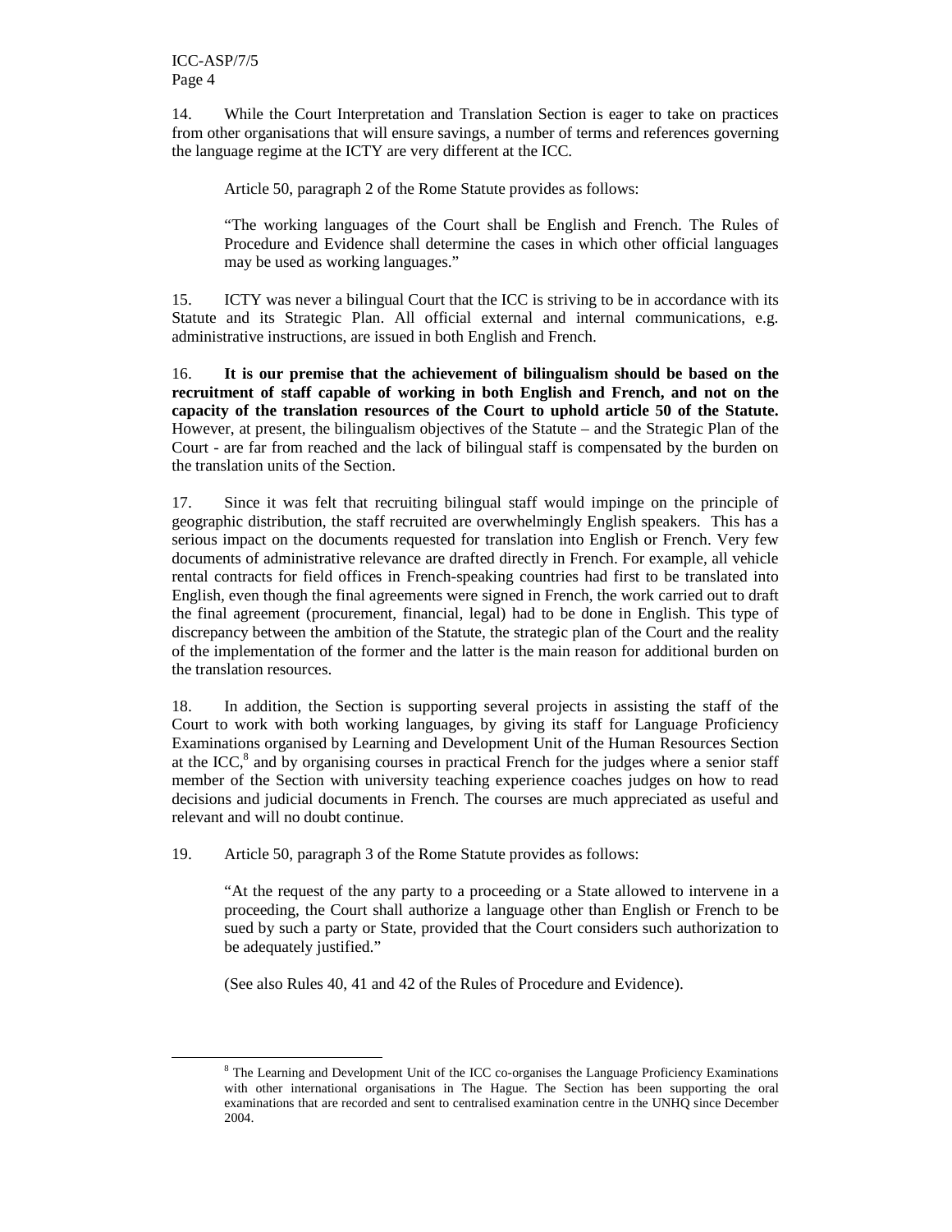14. While the Court Interpretation and Translation Section is eager to take on practices from other organisations that will ensure savings, a number of terms and references governing the language regime at the ICTY are very different at the ICC.

> Article 50, paragraph 2 of the Rome Statute provides as follows:
>
> "The working languages of the Court shall be English and French. The Rules of Procedure and Evidence shall determine the cases in which other official languages may be used as working languages."

15. ICTY was never a bilingual Court that the ICC is striving to be in accordance with its Statute and its Strategic Plan. All official external and internal communications, e.g. administrative instructions, are issued in both English and French.

16. **It is our premise that the achievement of bilingualism should be based on the recruitment of staff capable of working in both English and French, and not on the capacity of the translation resources of the Court to uphold article 50 of the Statute.** However, at present, the bilingualism objectives of the Statute – and the Strategic Plan of the Court - are far from reached and the lack of bilingual staff is compensated by the burden on the translation units of the Section.

17. Since it was felt that recruiting bilingual staff would impinge on the principle of geographic distribution, the staff recruited are overwhelmingly English speakers. This has a serious impact on the documents requested for translation into English or French. Very few documents of administrative relevance are drafted directly in French. For example, all vehicle rental contracts for field offices in French-speaking countries had first to be translated into English, even though the final agreements were signed in French, the work carried out to draft the final agreement (procurement, financial, legal) had to be done in English. This type of discrepancy between the ambition of the Statute, the strategic plan of the Court and the reality of the implementation of the former and the latter is the main reason for additional burden on the translation resources.

18. In addition, the Section is supporting several projects in assisting the staff of the Court to work with both working languages, by giving its staff for Language Proficiency Examinations organised by Learning and Development Unit of the Human Resources Section at the ICC,[8] and by organising courses in practical French for the judges where a senior staff member of the Section with university teaching experience coaches judges on how to read decisions and judicial documents in French. The courses are much appreciated as useful and relevant and will no doubt continue.

19. Article 50, paragraph 3 of the Rome Statute provides as follows:

> "At the request of the any party to a proceeding or a State allowed to intervene in a proceeding, the Court shall authorize a language other than English or French to be sued by such a party or State, provided that the Court considers such authorization to be adequately justified."
>
> (See also Rules 40, 41 and 42 of the Rules of Procedure and Evidence).

---

[8] The Learning and Development Unit of the ICC co-organises the Language Proficiency Examinations with other international organisations in The Hague. The Section has been supporting the oral examinations that are recorded and sent to centralised examination centre in the UNHQ since December 2004.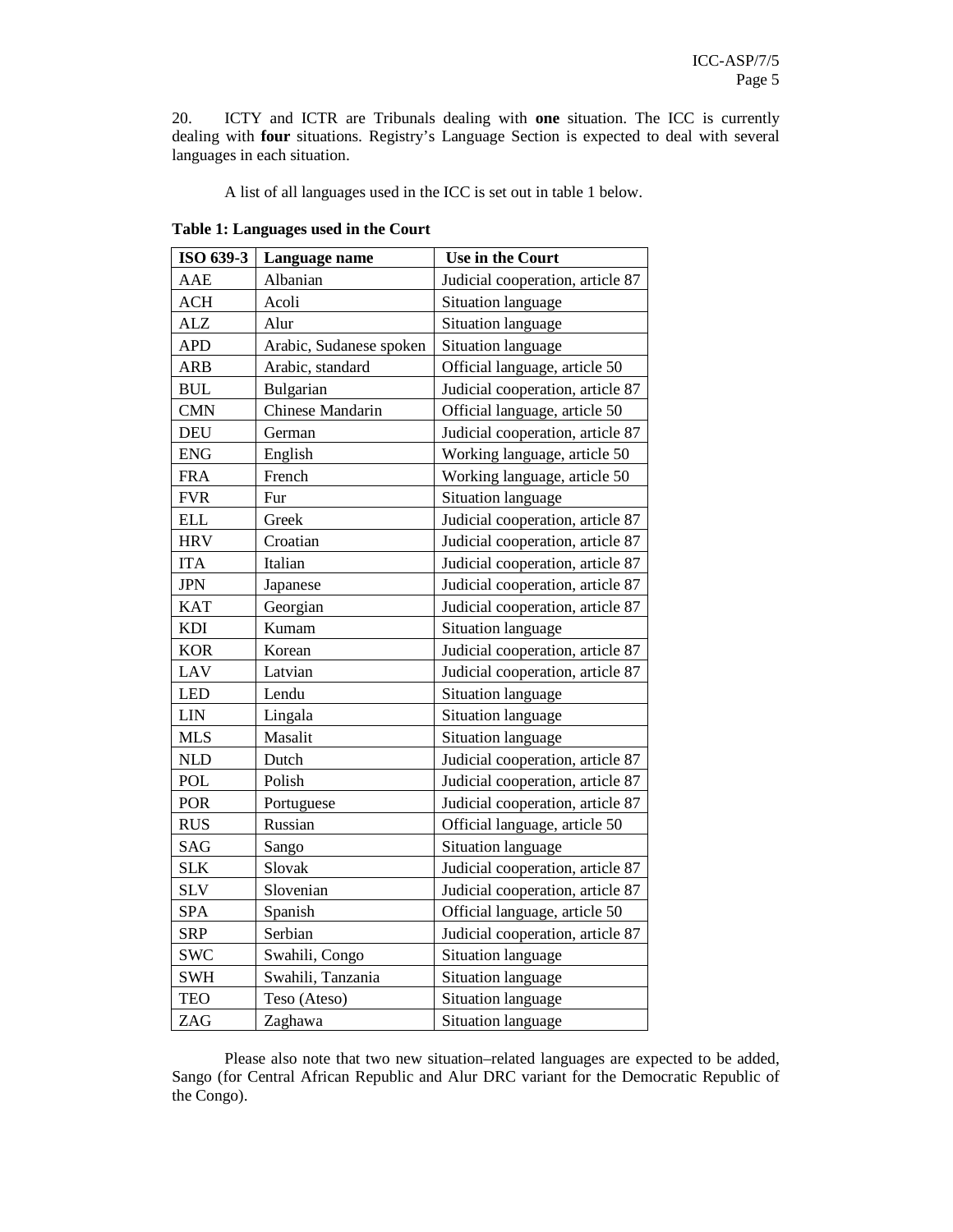20. ICTY and ICTR are Tribunals dealing with **one** situation. The ICC is currently dealing with **four** situations. Registry's Language Section is expected to deal with several languages in each situation.

A list of all languages used in the ICC is set out in table 1 below.

**Table 1: Languages used in the Court**

| ISO 639-3 | Language name | Use in the Court |
|---|---|---|
| AAE | Albanian | Judicial cooperation, article 87 |
| ACH | Acoli | Situation language |
| ALZ | Alur | Situation language |
| APD | Arabic, Sudanese spoken | Situation language |
| ARB | Arabic, standard | Official language, article 50 |
| BUL | Bulgarian | Judicial cooperation, article 87 |
| CMN | Chinese Mandarin | Official language, article 50 |
| DEU | German | Judicial cooperation, article 87 |
| ENG | English | Working language, article 50 |
| FRA | French | Working language, article 50 |
| FVR | Fur | Situation language |
| ELL | Greek | Judicial cooperation, article 87 |
| HRV | Croatian | Judicial cooperation, article 87 |
| ITA | Italian | Judicial cooperation, article 87 |
| JPN | Japanese | Judicial cooperation, article 87 |
| KAT | Georgian | Judicial cooperation, article 87 |
| KDI | Kumam | Situation language |
| KOR | Korean | Judicial cooperation, article 87 |
| LAV | Latvian | Judicial cooperation, article 87 |
| LED | Lendu | Situation language |
| LIN | Lingala | Situation language |
| MLS | Masalit | Situation language |
| NLD | Dutch | Judicial cooperation, article 87 |
| POL | Polish | Judicial cooperation, article 87 |
| POR | Portuguese | Judicial cooperation, article 87 |
| RUS | Russian | Official language, article 50 |
| SAG | Sango | Situation language |
| SLK | Slovak | Judicial cooperation, article 87 |
| SLV | Slovenian | Judicial cooperation, article 87 |
| SPA | Spanish | Official language, article 50 |
| SRP | Serbian | Judicial cooperation, article 87 |
| SWC | Swahili, Congo | Situation language |
| SWH | Swahili, Tanzania | Situation language |
| TEO | Teso (Ateso) | Situation language |
| ZAG | Zaghawa | Situation language |

Please also note that two new situation–related languages are expected to be added, Sango (for Central African Republic and Alur DRC variant for the Democratic Republic of the Congo).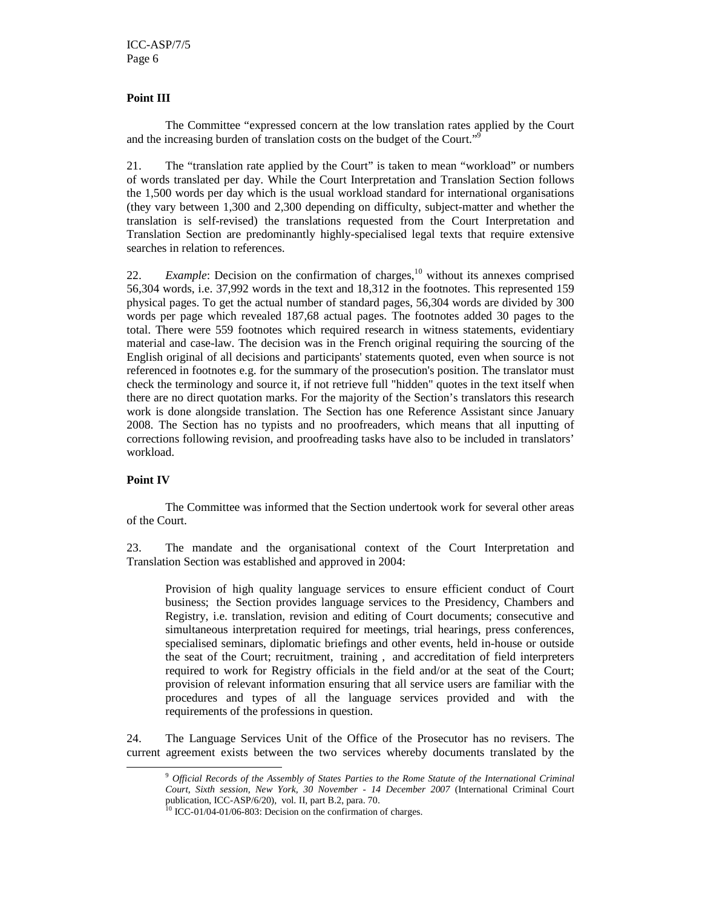**Point III**

The Committee "expressed concern at the low translation rates applied by the Court and the increasing burden of translation costs on the budget of the Court."[9]

21. The "translation rate applied by the Court" is taken to mean "workload" or numbers of words translated per day. While the Court Interpretation and Translation Section follows the 1,500 words per day which is the usual workload standard for international organisations (they vary between 1,300 and 2,300 depending on difficulty, subject-matter and whether the translation is self-revised) the translations requested from the Court Interpretation and Translation Section are predominantly highly-specialised legal texts that require extensive searches in relation to references.

22. *Example*: Decision on the confirmation of charges,[10] without its annexes comprised 56,304 words, i.e. 37,992 words in the text and 18,312 in the footnotes. This represented 159 physical pages. To get the actual number of standard pages, 56,304 words are divided by 300 words per page which revealed 187,68 actual pages. The footnotes added 30 pages to the total. There were 559 footnotes which required research in witness statements, evidentiary material and case-law. The decision was in the French original requiring the sourcing of the English original of all decisions and participants' statements quoted, even when source is not referenced in footnotes e.g. for the summary of the prosecution's position. The translator must check the terminology and source it, if not retrieve full "hidden" quotes in the text itself when there are no direct quotation marks. For the majority of the Section's translators this research work is done alongside translation. The Section has one Reference Assistant since January 2008. The Section has no typists and no proofreaders, which means that all inputting of corrections following revision, and proofreading tasks have also to be included in translators' workload.

**Point IV**

The Committee was informed that the Section undertook work for several other areas of the Court.

23. The mandate and the organisational context of the Court Interpretation and Translation Section was established and approved in 2004:

> Provision of high quality language services to ensure efficient conduct of Court business; the Section provides language services to the Presidency, Chambers and Registry, i.e. translation, revision and editing of Court documents; consecutive and simultaneous interpretation required for meetings, trial hearings, press conferences, specialised seminars, diplomatic briefings and other events, held in-house or outside the seat of the Court; recruitment, training , and accreditation of field interpreters required to work for Registry officials in the field and/or at the seat of the Court; provision of relevant information ensuring that all service users are familiar with the procedures and types of all the language services provided and with the requirements of the professions in question.

24. The Language Services Unit of the Office of the Prosecutor has no revisers. The current agreement exists between the two services whereby documents translated by the

---

[9] *Official Records of the Assembly of States Parties to the Rome Statute of the International Criminal Court, Sixth session, New York, 30 November - 14 December 2007* (International Criminal Court publication, ICC-ASP/6/20), vol. II, part B.2, para. 70.

[10] ICC-01/04-01/06-803: Decision on the confirmation of charges.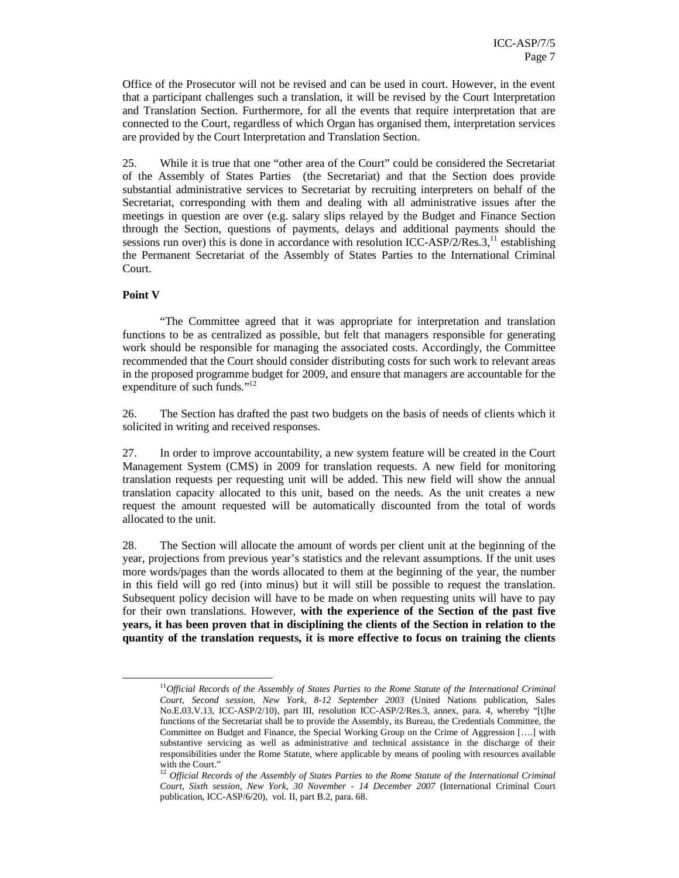Office of the Prosecutor will not be revised and can be used in court. However, in the event that a participant challenges such a translation, it will be revised by the Court Interpretation and Translation Section. Furthermore, for all the events that require interpretation that are connected to the Court, regardless of which Organ has organised them, interpretation services are provided by the Court Interpretation and Translation Section.

25. While it is true that one "other area of the Court" could be considered the Secretariat of the Assembly of States Parties (the Secretariat) and that the Section does provide substantial administrative services to Secretariat by recruiting interpreters on behalf of the Secretariat, corresponding with them and dealing with all administrative issues after the meetings in question are over (e.g. salary slips relayed by the Budget and Finance Section through the Section, questions of payments, delays and additional payments should the sessions run over) this is done in accordance with resolution ICC-ASP/2/Res.3,[11] establishing the Permanent Secretariat of the Assembly of States Parties to the International Criminal Court.

**Point V**

"The Committee agreed that it was appropriate for interpretation and translation functions to be as centralized as possible, but felt that managers responsible for generating work should be responsible for managing the associated costs. Accordingly, the Committee recommended that the Court should consider distributing costs for such work to relevant areas in the proposed programme budget for 2009, and ensure that managers are accountable for the expenditure of such funds."[12]

26. The Section has drafted the past two budgets on the basis of needs of clients which it solicited in writing and received responses.

27. In order to improve accountability, a new system feature will be created in the Court Management System (CMS) in 2009 for translation requests. A new field for monitoring translation requests per requesting unit will be added. This new field will show the annual translation capacity allocated to this unit, based on the needs. As the unit creates a new request the amount requested will be automatically discounted from the total of words allocated to the unit.

28. The Section will allocate the amount of words per client unit at the beginning of the year, projections from previous year's statistics and the relevant assumptions. If the unit uses more words/pages than the words allocated to them at the beginning of the year, the number in this field will go red (into minus) but it will still be possible to request the translation. Subsequent policy decision will have to be made on when requesting units will have to pay for their own translations. However, **with the experience of the Section of the past five years, it has been proven that in disciplining the clients of the Section in relation to the quantity of the translation requests, it is more effective to focus on training the clients**

---

[11] *Official Records of the Assembly of States Parties to the Rome Statute of the International Criminal Court, Second session, New York, 8-12 September 2003* (United Nations publication, Sales No.E.03.V.13, ICC-ASP/2/10), part III, resolution ICC-ASP/2/Res.3, annex, para. 4, whereby "[t]he functions of the Secretariat shall be to provide the Assembly, its Bureau, the Credentials Committee, the Committee on Budget and Finance, the Special Working Group on the Crime of Aggression [….] with substantive servicing as well as administrative and technical assistance in the discharge of their responsibilities under the Rome Statute, where applicable by means of pooling with resources available with the Court."

[12] *Official Records of the Assembly of States Parties to the Rome Statute of the International Criminal Court, Sixth session, New York, 30 November - 14 December 2007* (International Criminal Court publication, ICC-ASP/6/20), vol. II, part B.2, para. 68.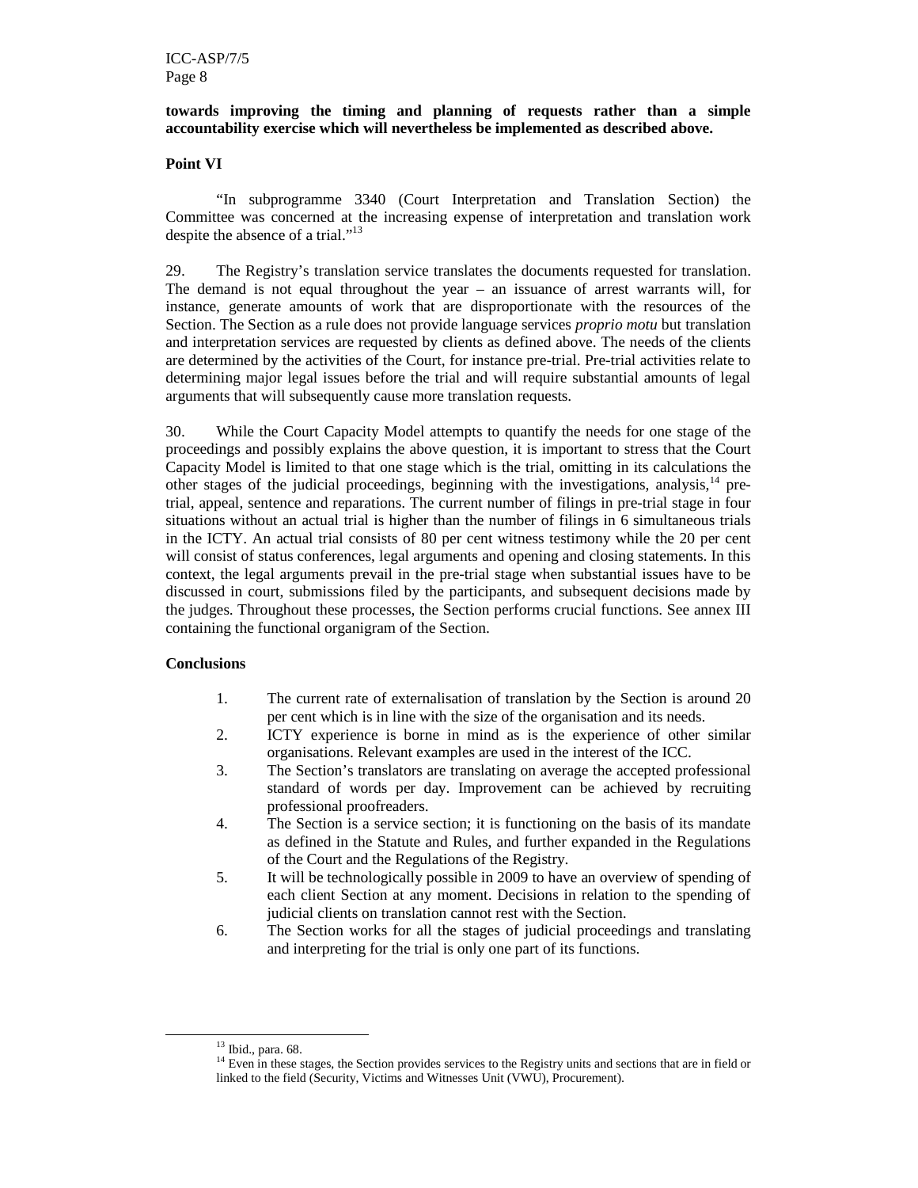**towards improving the timing and planning of requests rather than a simple accountability exercise which will nevertheless be implemented as described above.**

**Point VI**

"In subprogramme 3340 (Court Interpretation and Translation Section) the Committee was concerned at the increasing expense of interpretation and translation work despite the absence of a trial."[13]

29. The Registry's translation service translates the documents requested for translation. The demand is not equal throughout the year – an issuance of arrest warrants will, for instance, generate amounts of work that are disproportionate with the resources of the Section. The Section as a rule does not provide language services *proprio motu* but translation and interpretation services are requested by clients as defined above. The needs of the clients are determined by the activities of the Court, for instance pre-trial. Pre-trial activities relate to determining major legal issues before the trial and will require substantial amounts of legal arguments that will subsequently cause more translation requests.

30. While the Court Capacity Model attempts to quantify the needs for one stage of the proceedings and possibly explains the above question, it is important to stress that the Court Capacity Model is limited to that one stage which is the trial, omitting in its calculations the other stages of the judicial proceedings, beginning with the investigations, analysis,[14] pre-trial, appeal, sentence and reparations. The current number of filings in pre-trial stage in four situations without an actual trial is higher than the number of filings in 6 simultaneous trials in the ICTY. An actual trial consists of 80 per cent witness testimony while the 20 per cent will consist of status conferences, legal arguments and opening and closing statements. In this context, the legal arguments prevail in the pre-trial stage when substantial issues have to be discussed in court, submissions filed by the participants, and subsequent decisions made by the judges. Throughout these processes, the Section performs crucial functions. See annex III containing the functional organigram of the Section.

**Conclusions**

1. The current rate of externalisation of translation by the Section is around 20 per cent which is in line with the size of the organisation and its needs.
2. ICTY experience is borne in mind as is the experience of other similar organisations. Relevant examples are used in the interest of the ICC.
3. The Section's translators are translating on average the accepted professional standard of words per day. Improvement can be achieved by recruiting professional proofreaders.
4. The Section is a service section; it is functioning on the basis of its mandate as defined in the Statute and Rules, and further expanded in the Regulations of the Court and the Regulations of the Registry.
5. It will be technologically possible in 2009 to have an overview of spending of each client Section at any moment. Decisions in relation to the spending of judicial clients on translation cannot rest with the Section.
6. The Section works for all the stages of judicial proceedings and translating and interpreting for the trial is only one part of its functions.

[13] Ibid., para. 68.

[14] Even in these stages, the Section provides services to the Registry units and sections that are in field or linked to the field (Security, Victims and Witnesses Unit (VWU), Procurement).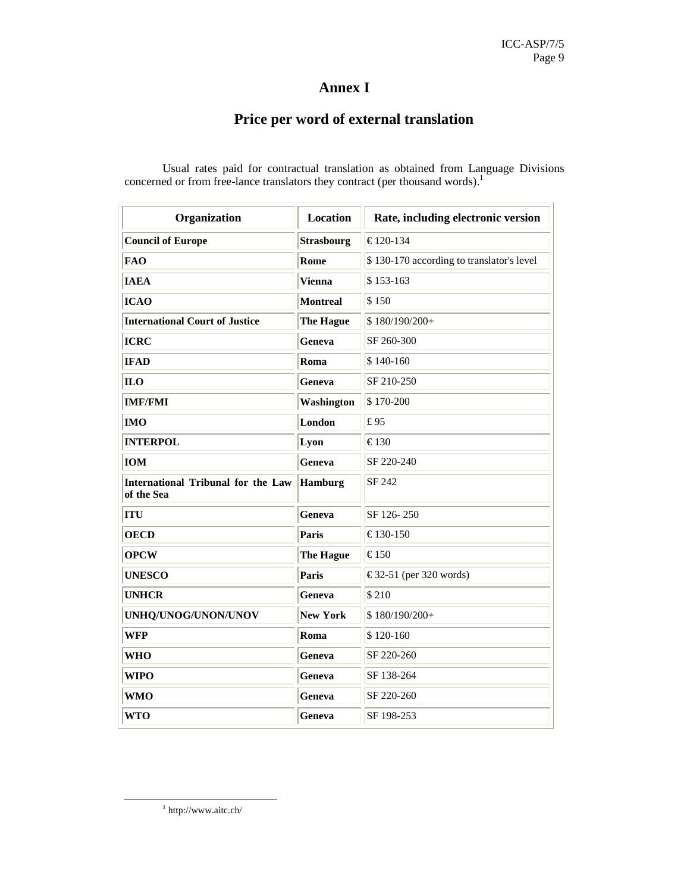# Annex I

## Price per word of external translation

Usual rates paid for contractual translation as obtained from Language Divisions concerned or from free-lance translators they contract (per thousand words).[1]

| Organization | Location | Rate, including electronic version |
|---|---|---|
| **Council of Europe** | **Strasbourg** | € 120-134 |
| **FAO** | **Rome** | $ 130-170 according to translator's level |
| **IAEA** | **Vienna** | $ 153-163 |
| **ICAO** | **Montreal** | $ 150 |
| **International Court of Justice** | **The Hague** | $ 180/190/200+ |
| **ICRC** | **Geneva** | SF 260-300 |
| **IFAD** | **Roma** | $ 140-160 |
| **ILO** | **Geneva** | SF 210-250 |
| **IMF/FMI** | **Washington** | $ 170-200 |
| **IMO** | **London** | £ 95 |
| **INTERPOL** | **Lyon** | € 130 |
| **IOM** | **Geneva** | SF 220-240 |
| **International Tribunal for the Law of the Sea** | **Hamburg** | SF 242 |
| **ITU** | **Geneva** | SF 126- 250 |
| **OECD** | **Paris** | € 130-150 |
| **OPCW** | **The Hague** | € 150 |
| **UNESCO** | **Paris** | € 32-51 (per 320 words) |
| **UNHCR** | **Geneva** | $ 210 |
| **UNHQ/UNOG/UNON/UNOV** | **New York** | $ 180/190/200+ |
| **WFP** | **Roma** | $ 120-160 |
| **WHO** | **Geneva** | SF 220-260 |
| **WIPO** | **Geneva** | SF 138-264 |
| **WMO** | **Geneva** | SF 220-260 |
| **WTO** | **Geneva** | SF 198-253 |

[1] http://www.aitc.ch/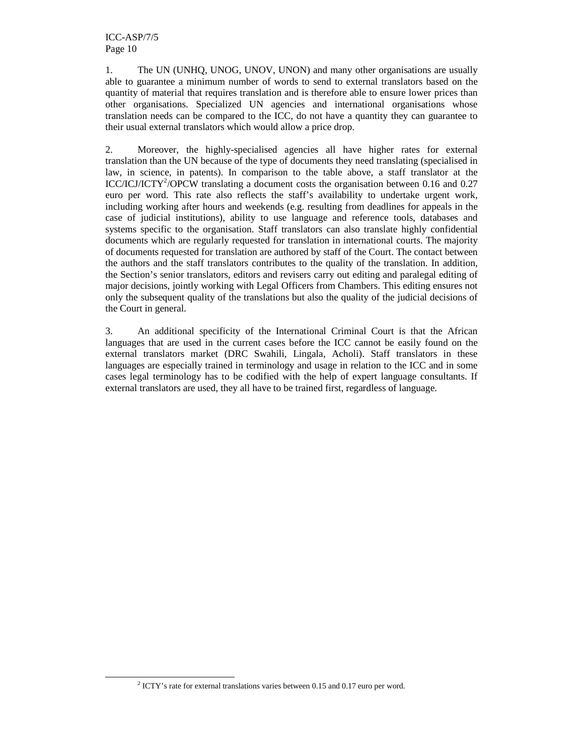1. The UN (UNHQ, UNOG, UNOV, UNON) and many other organisations are usually able to guarantee a minimum number of words to send to external translators based on the quantity of material that requires translation and is therefore able to ensure lower prices than other organisations. Specialized UN agencies and international organisations whose translation needs can be compared to the ICC, do not have a quantity they can guarantee to their usual external translators which would allow a price drop.

2. Moreover, the highly-specialised agencies all have higher rates for external translation than the UN because of the type of documents they need translating (specialised in law, in science, in patents). In comparison to the table above, a staff translator at the ICC/ICJ/ICTY[2]/OPCW translating a document costs the organisation between 0.16 and 0.27 euro per word. This rate also reflects the staff's availability to undertake urgent work, including working after hours and weekends (e.g. resulting from deadlines for appeals in the case of judicial institutions), ability to use language and reference tools, databases and systems specific to the organisation. Staff translators can also translate highly confidential documents which are regularly requested for translation in international courts. The majority of documents requested for translation are authored by staff of the Court. The contact between the authors and the staff translators contributes to the quality of the translation. In addition, the Section's senior translators, editors and revisers carry out editing and paralegal editing of major decisions, jointly working with Legal Officers from Chambers. This editing ensures not only the subsequent quality of the translations but also the quality of the judicial decisions of the Court in general.

3. An additional specificity of the International Criminal Court is that the African languages that are used in the current cases before the ICC cannot be easily found on the external translators market (DRC Swahili, Lingala, Acholi). Staff translators in these languages are especially trained in terminology and usage in relation to the ICC and in some cases legal terminology has to be codified with the help of expert language consultants. If external translators are used, they all have to be trained first, regardless of language.

[2] ICTY's rate for external translations varies between 0.15 and 0.17 euro per word.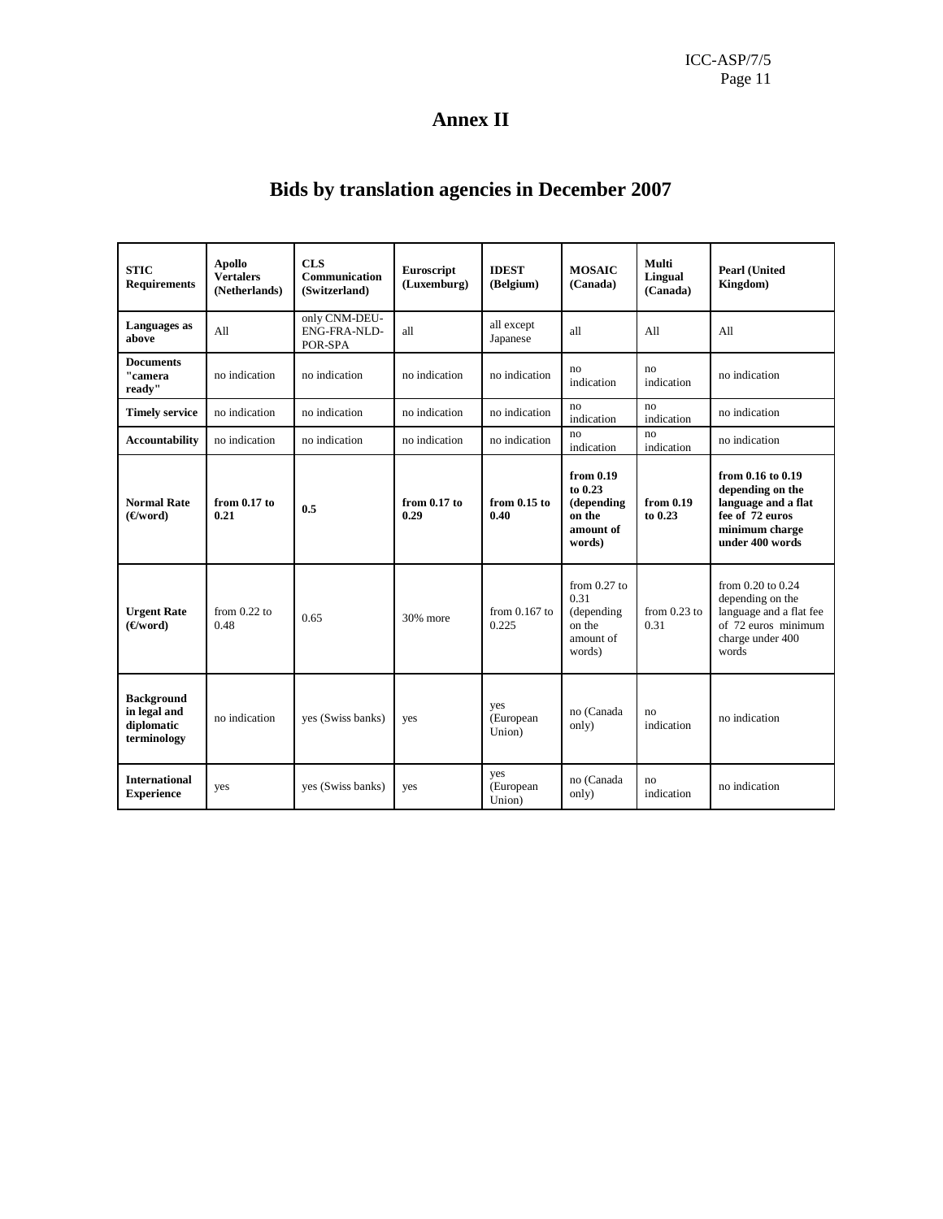# Annex II

## Bids by translation agencies in December 2007

| STIC Requirements | Apollo Vertalers (Netherlands) | CLS Communication (Switzerland) | Euroscript (Luxemburg) | IDEST (Belgium) | MOSAIC (Canada) | Multi Lingual (Canada) | Pearl (United Kingdom) |
|---|---|---|---|---|---|---|---|
| **Languages as above** | All | only CNM-DEU-ENG-FRA-NLD-POR-SPA | all | all except Japanese | all | All | All |
| **Documents "camera ready"** | no indication | no indication | no indication | no indication | no indication | no indication | no indication |
| **Timely service** | no indication | no indication | no indication | no indication | no indication | no indication | no indication |
| **Accountability** | no indication | no indication | no indication | no indication | no indication | no indication | no indication |
| **Normal Rate (€/word)** | **from 0.17 to 0.21** | **0.5** | **from 0.17 to 0.29** | **from 0.15 to 0.40** | **from 0.19 to 0.23 (depending on the amount of words)** | **from 0.19 to 0.23** | **from 0.16 to 0.19 depending on the language and a flat fee of 72 euros minimum charge under 400 words** |
| **Urgent Rate (€/word)** | from 0.22 to 0.48 | 0.65 | 30% more | from 0.167 to 0.225 | from 0.27 to 0.31 (depending on the amount of words) | from 0.23 to 0.31 | from 0.20 to 0.24 depending on the language and a flat fee of 72 euros minimum charge under 400 words |
| **Background in legal and diplomatic terminology** | no indication | yes (Swiss banks) | yes | yes (European Union) | no (Canada only) | no indication | no indication |
| **International Experience** | yes | yes (Swiss banks) | yes | yes (European Union) | no (Canada only) | no indication | no indication |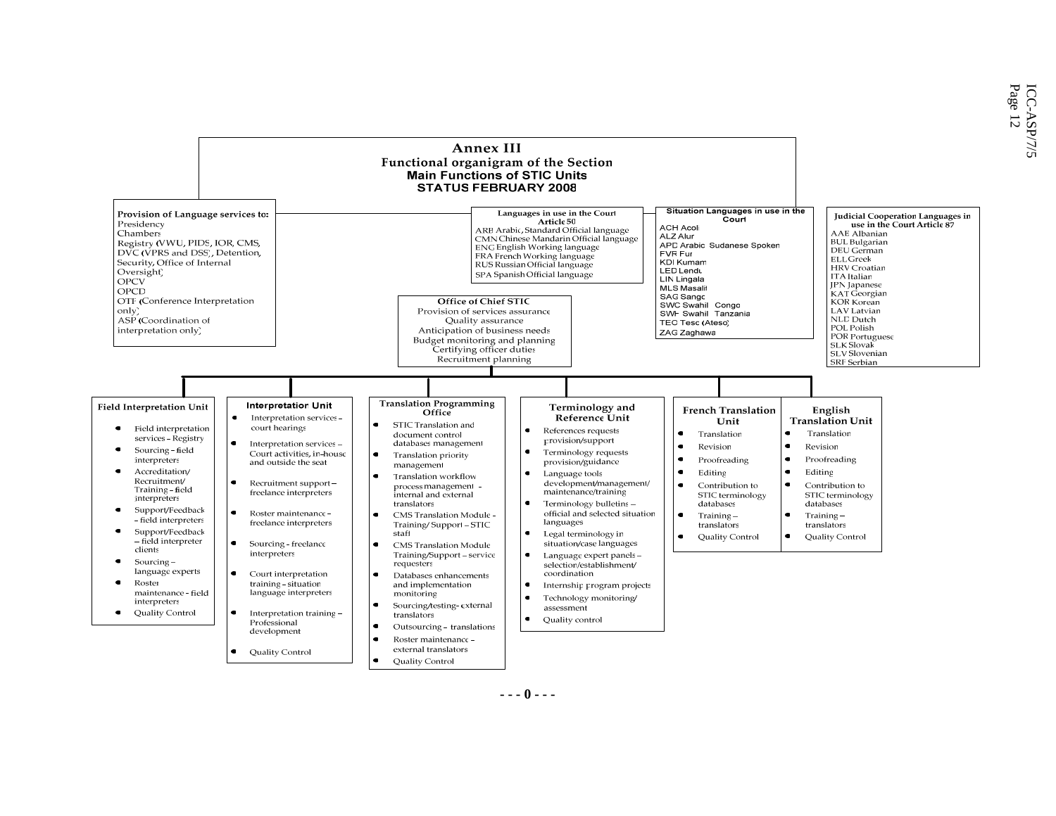# Annex III

## Functional organigram of the Section

### Main Functions of STIC Units

### STATUS FEBRUARY 2008

**Provision of Language services to:**
Presidency
Chambers
Registry (VWU, PIDS, IOR, CMS, DVC (VPRS and DSS), Detention, Security, Office of Internal Oversight)
OPCV
OPCD
OTP (Conference Interpretation only)
ASP (Coordination of interpretation only)

**Languages in use in the Court Article 50**
ARB Arabic Standard Official language
CMN Chinese Mandarin Official language
ENG English Working language
FRA French Working language
RUS Russian Official language
SPA Spanish Official language

**Situation Languages in use in the Court**
ACH Acoli
ALZ Alur
APD Arabic Sudanese Spoken
FVR Fur
KDI Kumam
LED Lendu
LIN Lingala
MLS Masalit
SAG Sango
SWC Swahili Congo
SWH Swahili Tanzania
TEO Teso (Ateso)
ZAG Zaghawa

**Judicial Cooperation Languages in use in the Court Article 87**
AAE Albanian
BUL Bulgarian
DEU German
ELL Greek
HRV Croatian
ITA Italian
JPN Japanese
KAT Georgian
KOR Korean
LAV Latvian
NLD Dutch
POL Polish
POR Portuguese
SLK Slovak
SLV Slovenian
SRP Serbian

**Office of Chief STIC**
Provision of services assurance
Quality assurance
Anticipation of business needs
Budget monitoring and planning
Certifying officer duties
Recruitment planning

**Field Interpretation Unit**
- Field interpretation services – Registry
- Sourcing – field interpreters
- Accreditation/ Recruitment/ Training – field interpreters
- Support/Feedback – field interpreters
- Support/Feedback – field interpreter clients
- Sourcing – language experts
- Roster maintenance - field interpreters
- Quality Control

**Interpretation Unit**
- Interpretation services – court hearings
- Interpretation services – Court activities, in-house and outside the seat
- Recruitment support – freelance interpreters
- Roster maintenance – freelance interpreters
- Sourcing - freelance interpreters
- Court interpretation training – situation language interpreters
- Interpretation training – Professional development
- Quality Control

**Translation Programming Office**
- STIC Translation and document control databases management
- Translation priority management
- Translation workflow process management - internal and external translators
- CMS Translation Module - Training/ Support – STIC staff
- CMS Translation Module Training/Support – service requesters
- Databases enhancements and implementation monitoring
- Sourcing/testing- external translators
- Outsourcing – translations
- Roster maintenance – external translators
- Quality Control

**Terminology and Reference Unit**
- References requests provision/support
- Terminology requests provision/guidance
- Language tools development/management/ maintenance/training
- Terminology bulletins – official and selected situation languages
- Legal terminology in situation/case languages
- Language expert panels – selection/establishment/ coordination
- Internship program projects
- Technology monitoring/ assessment
- Quality control

**French Translation Unit**
- Translation
- Revision
- Proofreading
- Editing
- Contribution to STIC terminology databases
- Training – translators
- Quality Control

**English Translation Unit**
- Translation
- Revision
- Proofreading
- Editing
- Contribution to STIC terminology databases
- Training – translators
- Quality Control

--- 0 ---